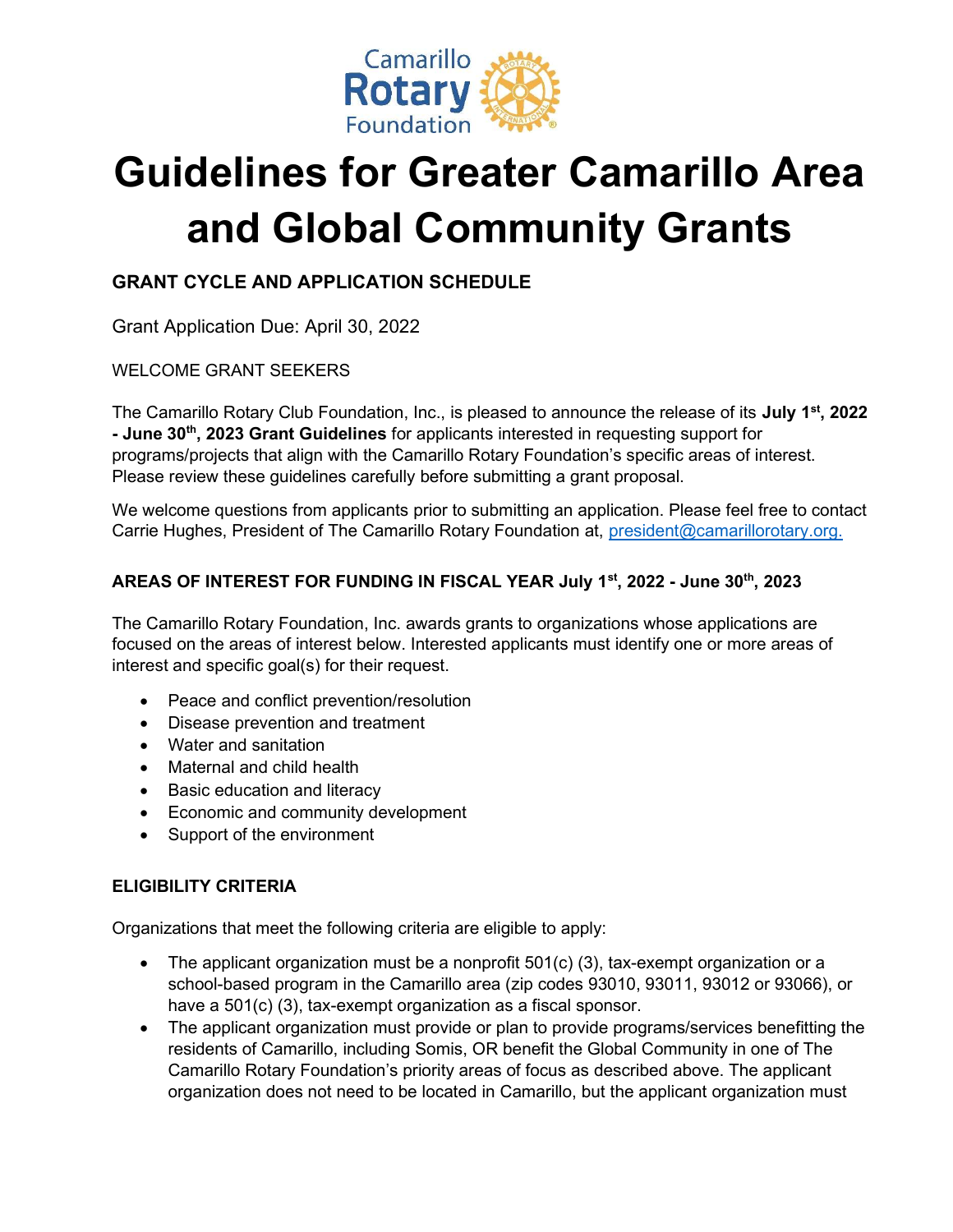# Guidelines for Greater Camarillo Area and Global Community Grants

## GRANT CYCLE AND APPLICATION SCHEDULE

Grant Application Due: April 30, 2022

WELCOME GRANT SEEKERS

The Camarillo Rotary Club Foundation, Inc., is pleased to announce the release of its **July 1st, 2022 - June 30th, 2023 Grant Guidelines** for applicants interested in requesting support for programs/projects that align with the Camarillo Rotary Foundation's specific areas of interest. Please review these guidelines carefully before submitting a grant proposal.

We welcome questions from applicants prior to submitting an application. Please feel free to contact Carrie Hughes, President of The Camarillo Rotary Foundation at, president@camarillorotary.org.

## AREAS OF INTEREST FOR FUNDING IN FISCAL YEAR July 1st, 2022 - June 30th, 2023

The Camarillo Rotary Foundation, Inc. awards grants to organizations whose applications are focused on the areas of interest below. Interested applicants must identify one or more areas of interest and specific goal(s) for their request.

- Peace and conflict prevention/resolution
- Disease prevention and treatment
- Water and sanitation
- Maternal and child health
- Basic education and literacy
- Economic and community development
- Support of the environment

## ELIGIBILITY CRITERIA

Organizations that meet the following criteria are eligible to apply:

- The applicant organization must be a nonprofit 501(c) (3), tax-exempt organization or a school-based program in the Camarillo area (zip codes 93010, 93011, 93012 or 93066), or have a 501(c) (3), tax-exempt organization as a fiscal sponsor.
- The applicant organization must provide or plan to provide programs/services benefitting the residents of Camarillo, including Somis, OR benefit the Global Community in one of The Camarillo Rotary Foundation's priority areas of focus as described above. The applicant organization does not need to be located in Camarillo, but the applicant organization must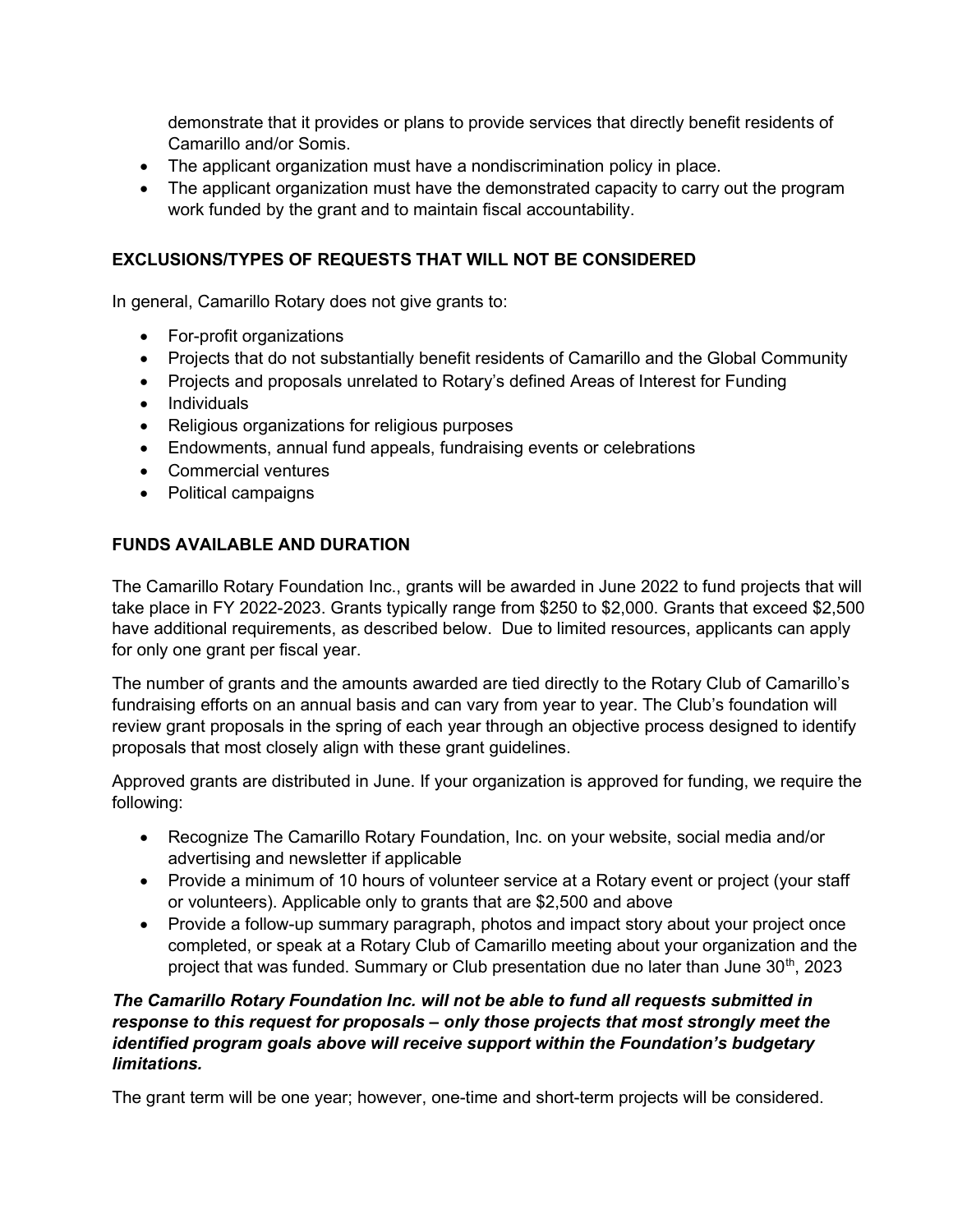demonstrate that it provides or plans to provide services that directly benefit residents of Camarillo and/or Somis.

- The applicant organization must have a nondiscrimination policy in place.
- The applicant organization must have the demonstrated capacity to carry out the program work funded by the grant and to maintain fiscal accountability.

## EXCLUSIONS/TYPES OF REQUESTS THAT WILL NOT BE CONSIDERED

In general, Camarillo Rotary does not give grants to:

- For-profit organizations
- Projects that do not substantially benefit residents of Camarillo and the Global Community
- Projects and proposals unrelated to Rotary's defined Areas of Interest for Funding
- Individuals
- Religious organizations for religious purposes
- Endowments, annual fund appeals, fundraising events or celebrations
- Commercial ventures
- Political campaigns

## FUNDS AVAILABLE AND DURATION

The Camarillo Rotary Foundation Inc., grants will be awarded in June 2022 to fund projects that will take place in FY 2022-2023. Grants typically range from $250 to $2,000. Grants that exceed $2,500 have additional requirements, as described below. Due to limited resources, applicants can apply for only one grant per fiscal year.

The number of grants and the amounts awarded are tied directly to the Rotary Club of Camarillo's fundraising efforts on an annual basis and can vary from year to year. The Club's foundation will review grant proposals in the spring of each year through an objective process designed to identify proposals that most closely align with these grant guidelines.

Approved grants are distributed in June. If your organization is approved for funding, we require the following:

- Recognize The Camarillo Rotary Foundation, Inc. on your website, social media and/or advertising and newsletter if applicable
- Provide a minimum of 10 hours of volunteer service at a Rotary event or project (your staff or volunteers). Applicable only to grants that are $2,500 and above
- Provide a follow-up summary paragraph, photos and impact story about your project once completed, or speak at a Rotary Club of Camarillo meeting about your organization and the project that was funded. Summary or Club presentation due no later than June 30th, 2023

***The Camarillo Rotary Foundation Inc. will not be able to fund all requests submitted in response to this request for proposals – only those projects that most strongly meet the identified program goals above will receive support within the Foundation's budgetary limitations.***

The grant term will be one year; however, one-time and short-term projects will be considered.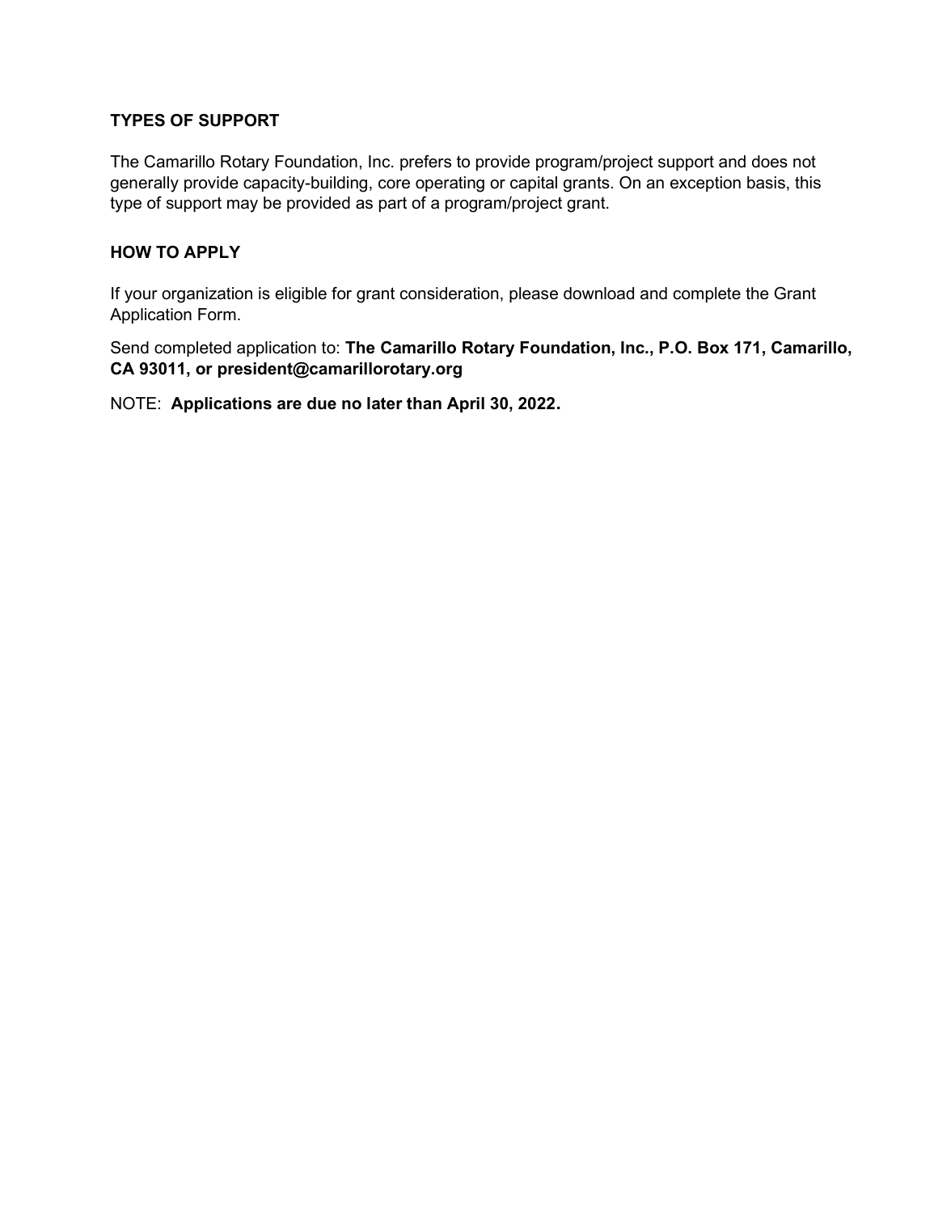## TYPES OF SUPPORT

The Camarillo Rotary Foundation, Inc. prefers to provide program/project support and does not generally provide capacity-building, core operating or capital grants. On an exception basis, this type of support may be provided as part of a program/project grant.

## HOW TO APPLY

If your organization is eligible for grant consideration, please download and complete the Grant Application Form.

Send completed application to: **The Camarillo Rotary Foundation, Inc., P.O. Box 171, Camarillo, CA 93011, or president@camarillorotary.org**

NOTE: **Applications are due no later than April 30, 2022.**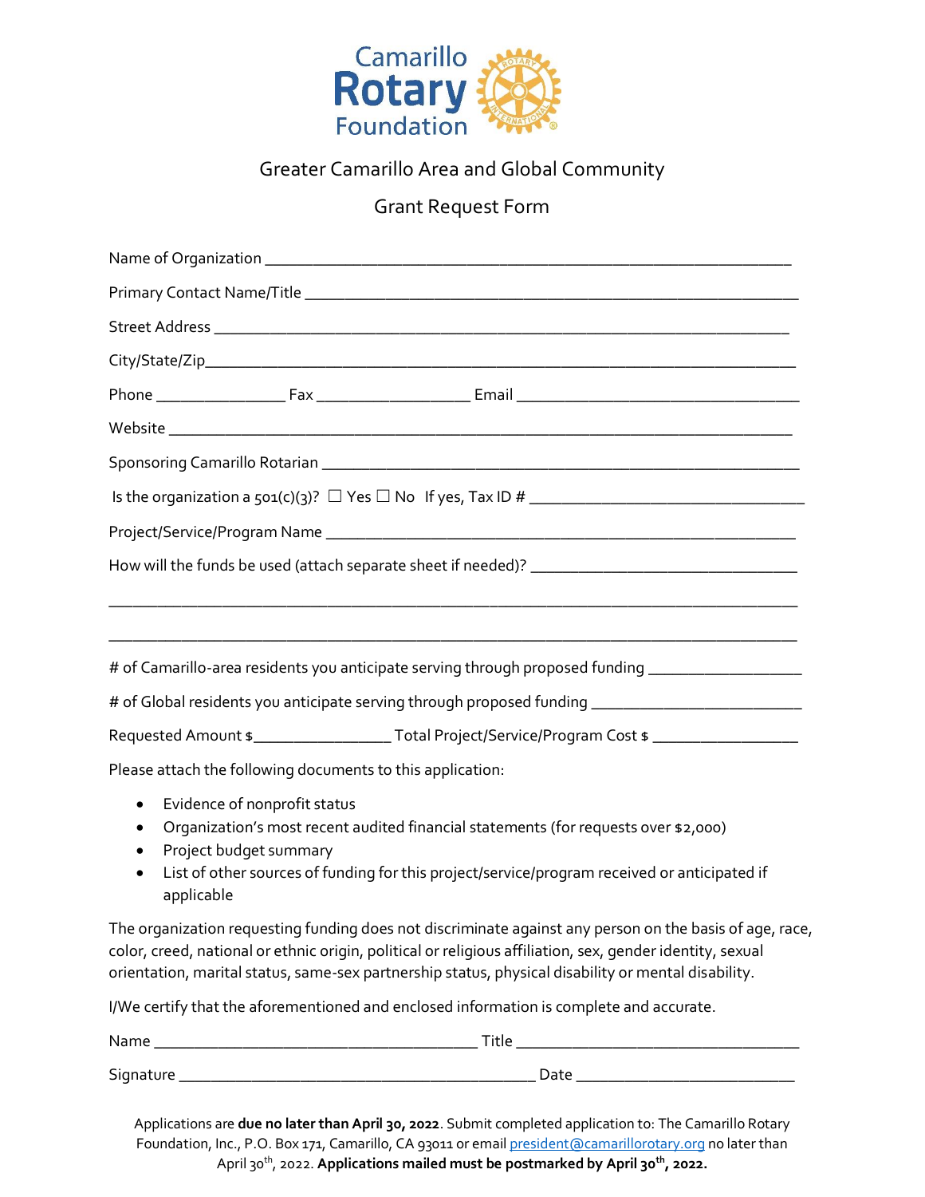Camarillo Rotary Foundation

# Greater Camarillo Area and Global Community

## Grant Request Form

Name of Organization ___________________________________________________________

Primary Contact Name/Title _______________________________________________________

Street Address _________________________________________________________________

City/State/Zip__________________________________________________________________

Phone ______________ Fax _________________ Email ________________________________

Website ______________________________________________________________________

Sponsoring Camarillo Rotarian _____________________________________________________

Is the organization a 501(c)(3)? ☐ Yes ☐ No If yes, Tax ID # ______________________________

Project/Service/Program Name ____________________________________________________

How will the funds be used (attach separate sheet if needed)? ______________________________

_____________________________________________________________________________

_____________________________________________________________________________

# of Camarillo-area residents you anticipate serving through proposed funding _________________

# of Global residents you anticipate serving through proposed funding _______________________

Requested Amount $_______________ Total Project/Service/Program Cost $ ________________

Please attach the following documents to this application:

- Evidence of nonprofit status
- Organization's most recent audited financial statements (for requests over $2,000)
- Project budget summary
- List of other sources of funding for this project/service/program received or anticipated if applicable

The organization requesting funding does not discriminate against any person on the basis of age, race, color, creed, national or ethnic origin, political or religious affiliation, sex, gender identity, sexual orientation, marital status, same-sex partnership status, physical disability or mental disability.

I/We certify that the aforementioned and enclosed information is complete and accurate.

Name ____________________________________ Title ________________________________

Signature ________________________________________ Date ________________________

Applications are **due no later than April 30, 2022**. Submit completed application to: The Camarillo Rotary Foundation, Inc., P.O. Box 171, Camarillo, CA 93011 or email president@camarillorotary.org no later than April 30th, 2022. **Applications mailed must be postmarked by April 30th, 2022.**